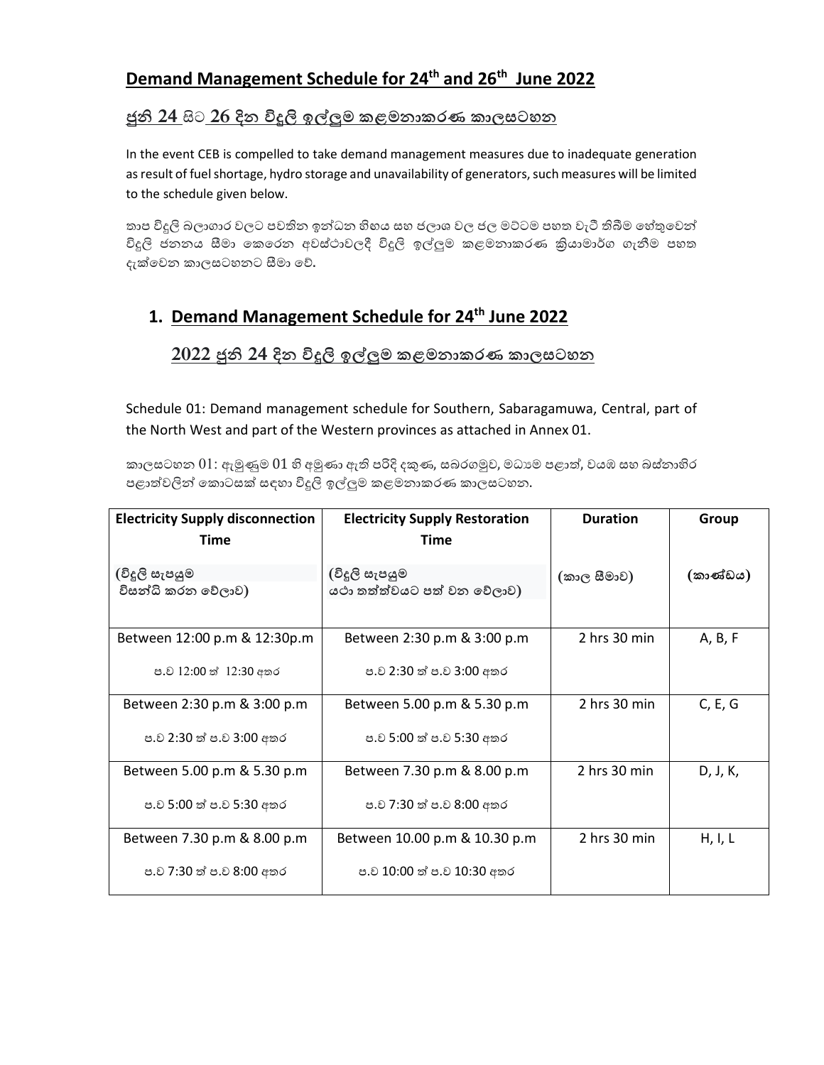## Demand Management Schedule for 24th and 26th June 2022

## ජුනි 24 සිට 26 දින විදුලි ඉල්ලුම කළමනාකරණ කාලසටහන

In the event CEB is compelled to take demand management measures due to inadequate generation as result of fuel shortage, hydro storage and unavailability of generators, such measures will be limited to the schedule given below.

තාප විදුලි බලාගාර වලට පවතින ඉන්ධන හිඟය සහ ජලාශ වල ජල මට්ටම පහත වැටී තිබීම හේතුවෙන් විදුලි ජනනය සීමා කෙරෙන අවස්ථාවලදී විදුලි ඉල්ලුම කළමනාකරණ ක්‍රියාමාර්ග ගැනීම පහත දැක්වෙන කාලසටහනට සීමා වේ.

### 1. Demand Management Schedule for 24th June 2022

### 2022 ජුනි 24 දින විදුලි ඉල්ලුම කළමනාකරණ කාලසටහන

Schedule 01: Demand management schedule for Southern, Sabaragamuwa, Central, part of the North West and part of the Western provinces as attached in Annex 01.

කාලසටහන 01: ඇමුණුම 01 හි අමුණා ඇති පරිදි දකුණ, සබරගමුව, මධ්‍යම පළාත්, වයඹ සහ බස්නාහිර පළාත්වලින් කොටසක් සඳහා විදුලි ඉල්ලුම කළමනාකරණ කාලසටහන.

| Electricity Supply disconnection Time (විදුලි සැපයුම විසන්ධි කරන වේලාව) | Electricity Supply Restoration Time (විදුලි සැපයුම යථා තත්ත්වයට පත් වන වේලාව) | Duration (කාල සීමාව) | Group (කාණ්ඩය) |
|---|---|---|---|
| Between 12:00 p.m & 12:30p.m<br>ප.ව 12:00 ත් 12:30 අතර | Between 2:30 p.m & 3:00 p.m<br>ප.ව 2:30 ත් ප.ව 3:00 අතර | 2 hrs 30 min | A, B, F |
| Between 2:30 p.m & 3:00 p.m<br>ප.ව 2:30 ත් ප.ව 3:00 අතර | Between 5.00 p.m & 5.30 p.m<br>ප.ව 5:00 ත් ප.ව 5:30 අතර | 2 hrs 30 min | C, E, G |
| Between 5.00 p.m & 5.30 p.m<br>ප.ව 5:00 ත් ප.ව 5:30 අතර | Between 7.30 p.m & 8.00 p.m<br>ප.ව 7:30 ත් ප.ව 8:00 අතර | 2 hrs 30 min | D, J, K, |
| Between 7.30 p.m & 8.00 p.m<br>ප.ව 7:30 ත් ප.ව 8:00 අතර | Between 10.00 p.m & 10.30 p.m<br>ප.ව 10:00 ත් ප.ව 10:30 අතර | 2 hrs 30 min | H, I, L |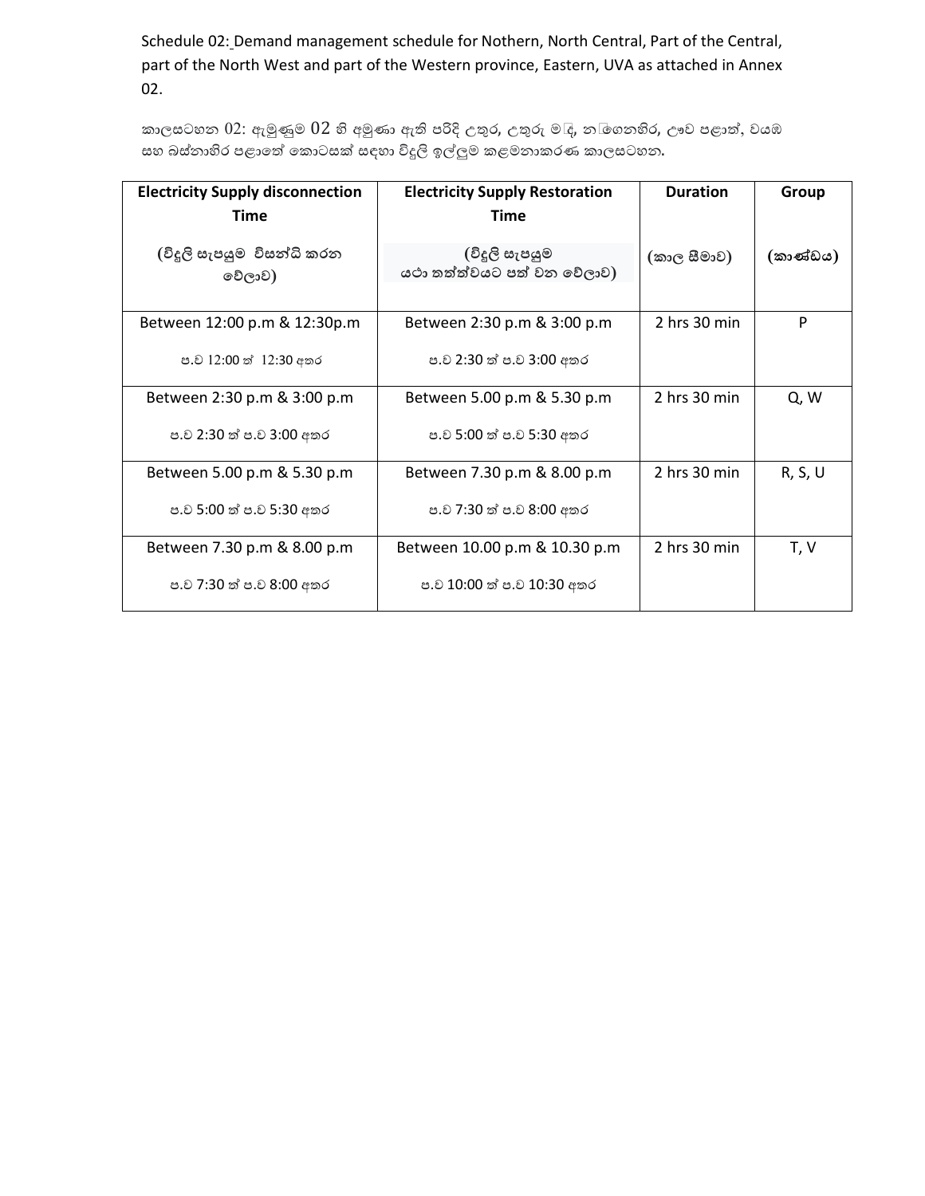Schedule 02: Demand management schedule for Nothern, North Central, Part of the Central, part of the North West and part of the Western province, Eastern, UVA as attached in Annex 02.

කාලසටහන 02: ඇමුණුම 02 හි අමුණා ඇති පරිදි උතුර, උතුරු මැද, නැගෙනහිර, ඌව පළාත්, වයඹ සහ බස්නාහිර පළාතේ කොටසක් සඳහා විදුලි ඉල්ලුම කළමනාකරණ කාලසටහන.

| Electricity Supply disconnection Time (විදුලි සැපයුම විසන්ධි කරන වේලාව) | Electricity Supply Restoration Time (විදුලි සැපයුම යථා තත්ත්වයට පත් වන වේලාව) | Duration (කාල සීමාව) | Group (කාණ්ඩය) |
|---|---|---|---|
| Between 12:00 p.m & 12:30p.m ප.ව 12:00 ත් 12:30 අතර | Between 2:30 p.m & 3:00 p.m ප.ව 2:30 ත් ප.ව 3:00 අතර | 2 hrs 30 min | P |
| Between 2:30 p.m & 3:00 p.m ප.ව 2:30 ත් ප.ව 3:00 අතර | Between 5.00 p.m & 5.30 p.m ප.ව 5:00 ත් ප.ව 5:30 අතර | 2 hrs 30 min | Q, W |
| Between 5.00 p.m & 5.30 p.m ප.ව 5:00 ත් ප.ව 5:30 අතර | Between 7.30 p.m & 8.00 p.m ප.ව 7:30 ත් ප.ව 8:00 අතර | 2 hrs 30 min | R, S, U |
| Between 7.30 p.m & 8.00 p.m ප.ව 7:30 ත් ප.ව 8:00 අතර | Between 10.00 p.m & 10.30 p.m ප.ව 10:00 ත් ප.ව 10:30 අතර | 2 hrs 30 min | T, V |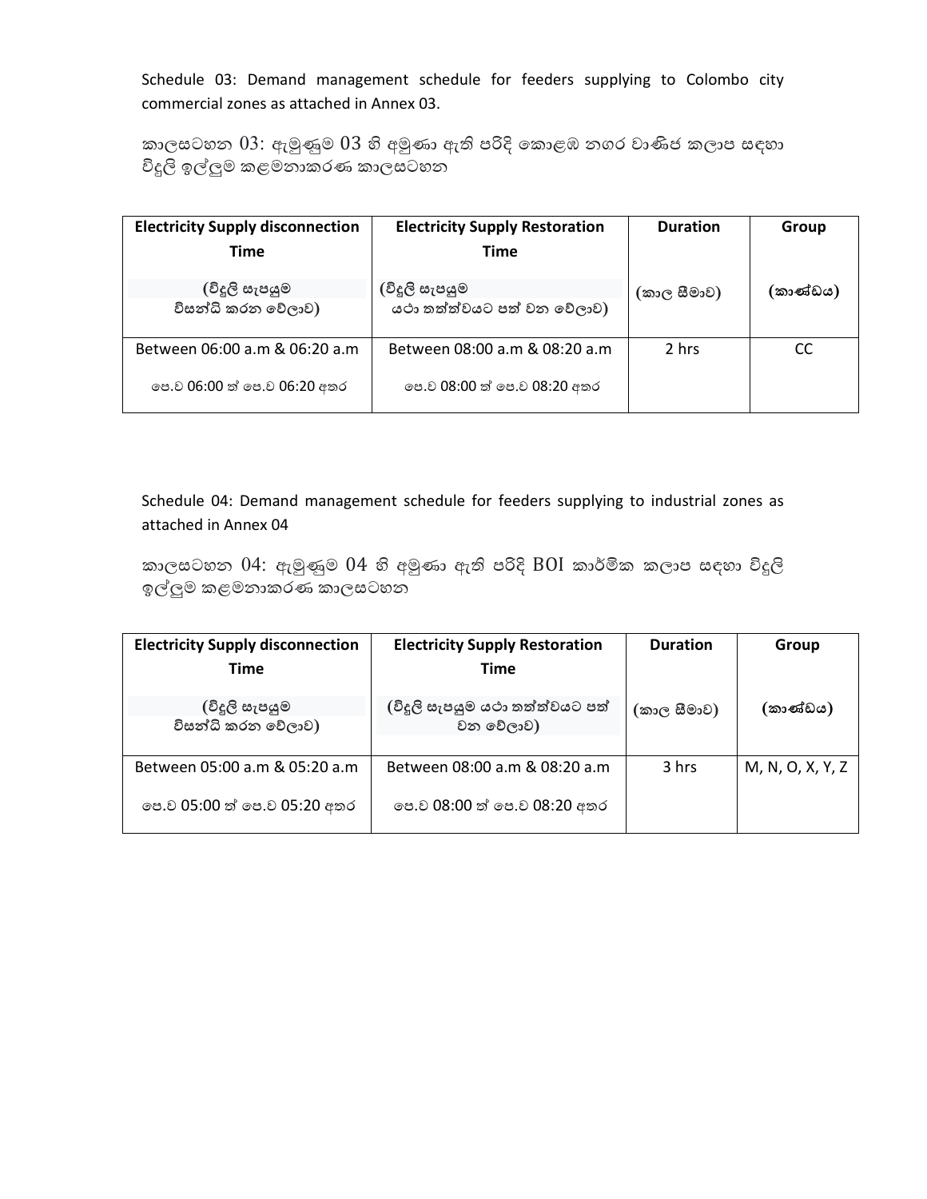Schedule 03: Demand management schedule for feeders supplying to Colombo city commercial zones as attached in Annex 03.

කාලසටහන 03: ඇමුණුම 03 හි අමුණා ඇති පරිදි කොළඹ නගර වාණිජ කලාප සඳහා විදුලි ඉල්ලුම කළමනාකරණ කාලසටහන

| Electricity Supply disconnection Time (විදුලි සැපයුම විසන්ධි කරන වේලාව) | Electricity Supply Restoration Time (විදුලි සැපයුම යථා තත්ත්වයට පත් වන වේලාව) | Duration (කාල සීමාව) | Group (කාණ්ඩය) |
|---|---|---|---|
| Between 06:00 a.m & 06:20 a.m<br>පෙ.ව 06:00 ත් පෙ.ව 06:20 අතර | Between 08:00 a.m & 08:20 a.m<br>පෙ.ව 08:00 ත් පෙ.ව 08:20 අතර | 2 hrs | CC |

Schedule 04: Demand management schedule for feeders supplying to industrial zones as attached in Annex 04

කාලසටහන 04: ඇමුණුම 04 හි අමුණා ඇති පරිදි BOI කාර්මික කලාප සඳහා විදුලි ඉල්ලුම කළමනාකරණ කාලසටහන

| Electricity Supply disconnection Time (විදුලි සැපයුම විසන්ධි කරන වේලාව) | Electricity Supply Restoration Time (විදුලි සැපයුම යථා තත්ත්වයට පත් වන වේලාව) | Duration (කාල සීමාව) | Group (කාණ්ඩය) |
|---|---|---|---|
| Between 05:00 a.m & 05:20 a.m<br>පෙ.ව 05:00 ත් පෙ.ව 05:20 අතර | Between 08:00 a.m & 08:20 a.m<br>පෙ.ව 08:00 ත් පෙ.ව 08:20 අතර | 3 hrs | M, N, O, X, Y, Z |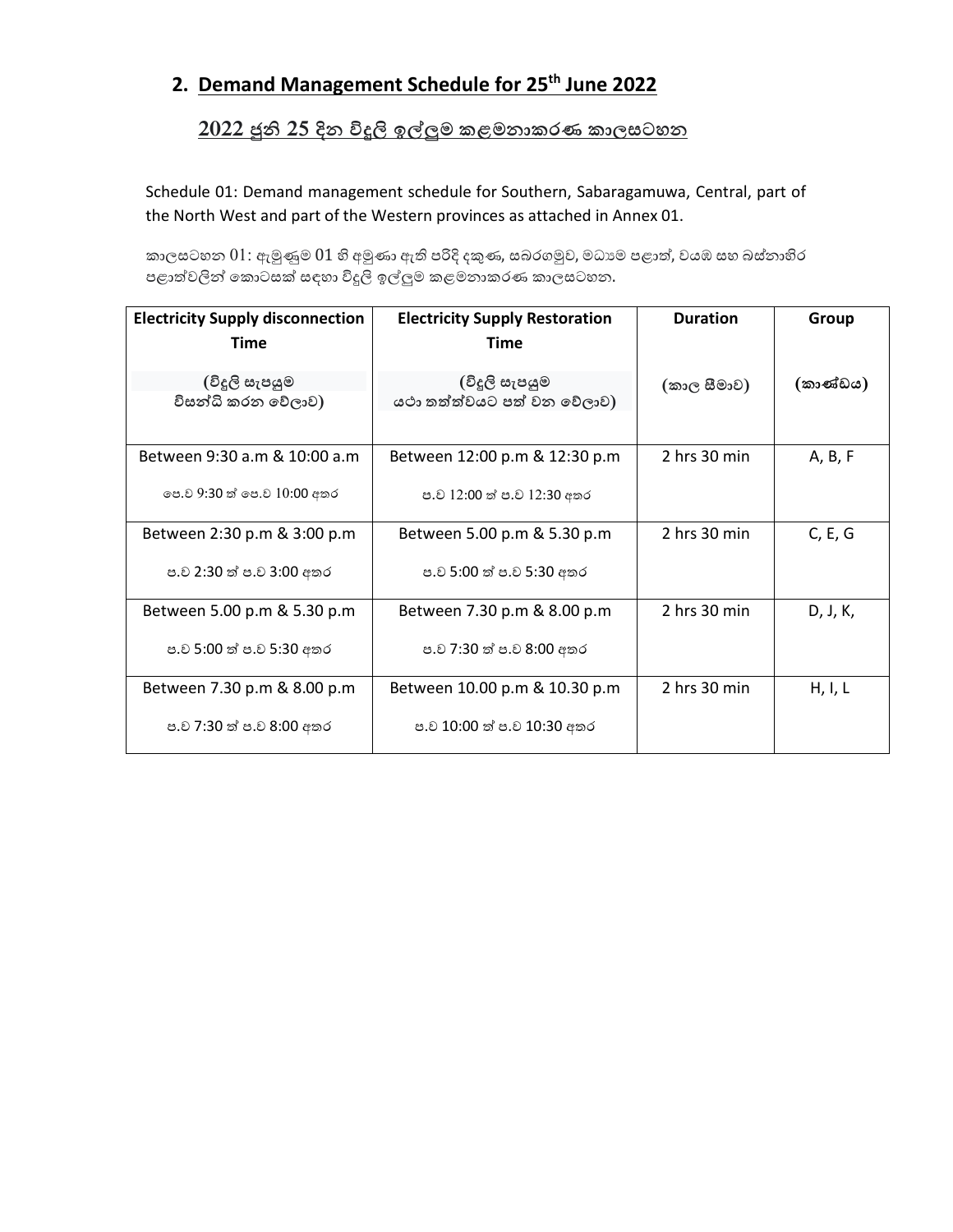## 2. Demand Management Schedule for 25th June 2022

### 2022 ජුනි 25 දින විදුලි ඉල්ලුම කළමනාකරණ කාලසටහන

Schedule 01: Demand management schedule for Southern, Sabaragamuwa, Central, part of the North West and part of the Western provinces as attached in Annex 01.

කාලසටහන 01: ඇමුණුම 01 හි අමුණා ඇති පරිදි දකුණ, සබරගමුව, මධ්‍යම පළාත්, වයඹ සහ බස්නාහිර පළාත්වලින් කොටසක් සඳහා විදුලි ඉල්ලුම කළමනාකරණ කාලසටහන.

| Electricity Supply disconnection Time (විදුලි සැපයුම විසන්ධි කරන වේලාව) | Electricity Supply Restoration Time (විදුලි සැපයුම යථා තත්ත්වයට පත් වන වේලාව) | Duration (කාල සීමාව) | Group (කාණ්ඩය) |
|---|---|---|---|
| Between 9:30 a.m & 10:00 a.m<br>පෙ.ව 9:30 ත් පෙ.ව 10:00 අතර | Between 12:00 p.m & 12:30 p.m<br>ප.ව 12:00 ත් ප.ව 12:30 අතර | 2 hrs 30 min | A, B, F |
| Between 2:30 p.m & 3:00 p.m<br>ප.ව 2:30 ත් ප.ව 3:00 අතර | Between 5.00 p.m & 5.30 p.m<br>ප.ව 5:00 ත් ප.ව 5:30 අතර | 2 hrs 30 min | C, E, G |
| Between 5.00 p.m & 5.30 p.m<br>ප.ව 5:00 ත් ප.ව 5:30 අතර | Between 7.30 p.m & 8.00 p.m<br>ප.ව 7:30 ත් ප.ව 8:00 අතර | 2 hrs 30 min | D, J, K, |
| Between 7.30 p.m & 8.00 p.m<br>ප.ව 7:30 ත් ප.ව 8:00 අතර | Between 10.00 p.m & 10.30 p.m<br>ප.ව 10:00 ත් ප.ව 10:30 අතර | 2 hrs 30 min | H, I, L |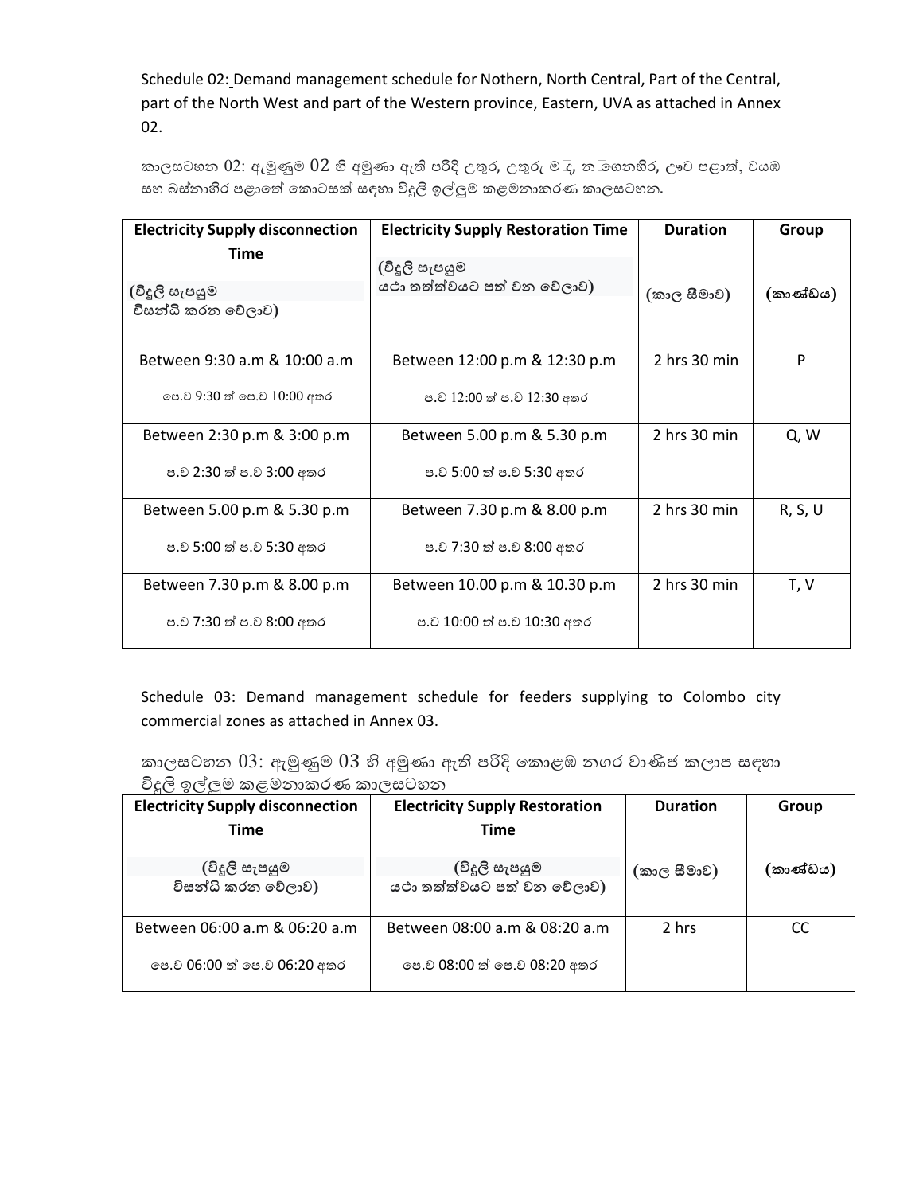Schedule 02: Demand management schedule for Nothern, North Central, Part of the Central, part of the North West and part of the Western province, Eastern, UVA as attached in Annex 02.

කාලසටහන 02: ඇමුණුම 02 හි අමුණා ඇති පරිදි උතුර, උතුරු මැද, නැගෙනහිර, ඌව පළාත්, වයඹ සහ බස්නාහිර පළාතේ කොටසක් සඳහා විදුලි ඉල්ලුම කළමනාකරණ කාලසටහන.

| Electricity Supply disconnection Time (විදුලි සැපයුම විසන්ධි කරන වේලාව) | Electricity Supply Restoration Time (විදුලි සැපයුම යථා තත්ත්වයට පත් වන වේලාව) | Duration (කාල සීමාව) | Group (කාණ්ඩය) |
|---|---|---|---|
| Between 9:30 a.m & 10:00 a.m<br>පෙ.ව 9:30 ත් පෙ.ව 10:00 අතර | Between 12:00 p.m & 12:30 p.m<br>ප.ව 12:00 ත් ප.ව 12:30 අතර | 2 hrs 30 min | P |
| Between 2:30 p.m & 3:00 p.m<br>ප.ව 2:30 ත් ප.ව 3:00 අතර | Between 5.00 p.m & 5.30 p.m<br>ප.ව 5:00 ත් ප.ව 5:30 අතර | 2 hrs 30 min | Q, W |
| Between 5.00 p.m & 5.30 p.m<br>ප.ව 5:00 ත් ප.ව 5:30 අතර | Between 7.30 p.m & 8.00 p.m<br>ප.ව 7:30 ත් ප.ව 8:00 අතර | 2 hrs 30 min | R, S, U |
| Between 7.30 p.m & 8.00 p.m<br>ප.ව 7:30 ත් ප.ව 8:00 අතර | Between 10.00 p.m & 10.30 p.m<br>ප.ව 10:00 ත් ප.ව 10:30 අතර | 2 hrs 30 min | T, V |

Schedule 03: Demand management schedule for feeders supplying to Colombo city commercial zones as attached in Annex 03.

කාලසටහන 03: ඇමුණුම 03 හි අමුණා ඇති පරිදි කොළඹ නගර වාණිජ කලාප සඳහා විදුලි ඉල්ලුම කළමනාකරණ කාලසටහන

| Electricity Supply disconnection Time (විදුලි සැපයුම විසන්ධි කරන වේලාව) | Electricity Supply Restoration Time (විදුලි සැපයුම යථා තත්ත්වයට පත් වන වේලාව) | Duration (කාල සීමාව) | Group (කාණ්ඩය) |
|---|---|---|---|
| Between 06:00 a.m & 06:20 a.m<br>පෙ.ව 06:00 ත් පෙ.ව 06:20 අතර | Between 08:00 a.m & 08:20 a.m<br>පෙ.ව 08:00 ත් පෙ.ව 08:20 අතර | 2 hrs | CC |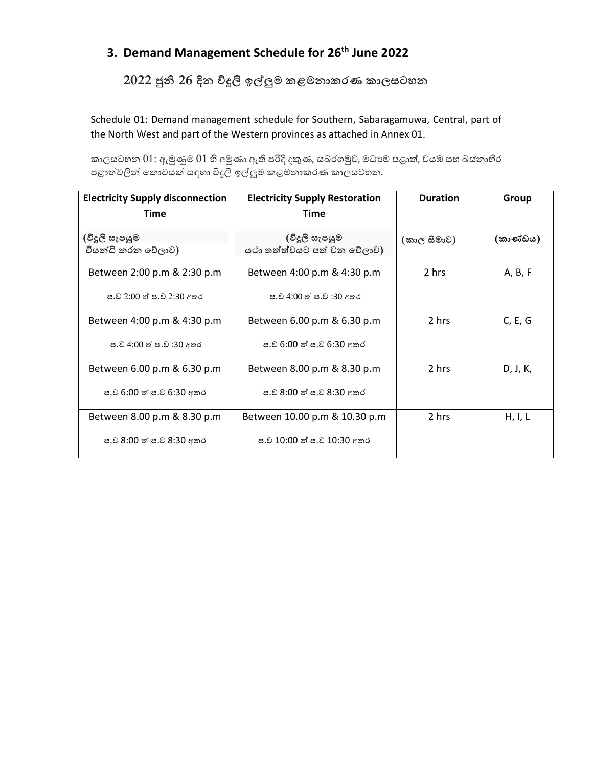## 3. Demand Management Schedule for 26th June 2022

## 2022 ජුනි 26 දින විදුලි ඉල්ලුම කළමනාකරණ කාලසටහන

Schedule 01: Demand management schedule for Southern, Sabaragamuwa, Central, part of the North West and part of the Western provinces as attached in Annex 01.

කාලසටහන 01: ඇමුණුම 01 හි අමුණා ඇති පරිදි දකුණ, සබරගමුව, මධ්‍යම පළාත්, වයඹ සහ බස්නාහිර පළාත්වලින් කොටසක් සඳහා විදුලි ඉල්ලුම කළමනාකරණ කාලසටහන.

| Electricity Supply disconnection Time (විදුලි සැපයුම විසන්ධි කරන වේලාව) | Electricity Supply Restoration Time (විදුලි සැපයුම යථා තත්ත්වයට පත් වන වේලාව) | Duration (කාල සීමාව) | Group (කාණ්ඩය) |
|---|---|---|---|
| Between 2:00 p.m & 2:30 p.m<br>ප.ව 2:00 ත් ප.ව 2:30 අතර | Between 4:00 p.m & 4:30 p.m<br>ප.ව 4:00 ත් ප.ව :30 අතර | 2 hrs | A, B, F |
| Between 4:00 p.m & 4:30 p.m<br>ප.ව 4:00 ත් ප.ව :30 අතර | Between 6.00 p.m & 6.30 p.m<br>ප.ව 6:00 ත් ප.ව 6:30 අතර | 2 hrs | C, E, G |
| Between 6.00 p.m & 6.30 p.m<br>ප.ව 6:00 ත් ප.ව 6:30 අතර | Between 8.00 p.m & 8.30 p.m<br>ප.ව 8:00 ත් ප.ව 8:30 අතර | 2 hrs | D, J, K, |
| Between 8.00 p.m & 8.30 p.m<br>ප.ව 8:00 ත් ප.ව 8:30 අතර | Between 10.00 p.m & 10.30 p.m<br>ප.ව 10:00 ත් ප.ව 10:30 අතර | 2 hrs | H, I, L |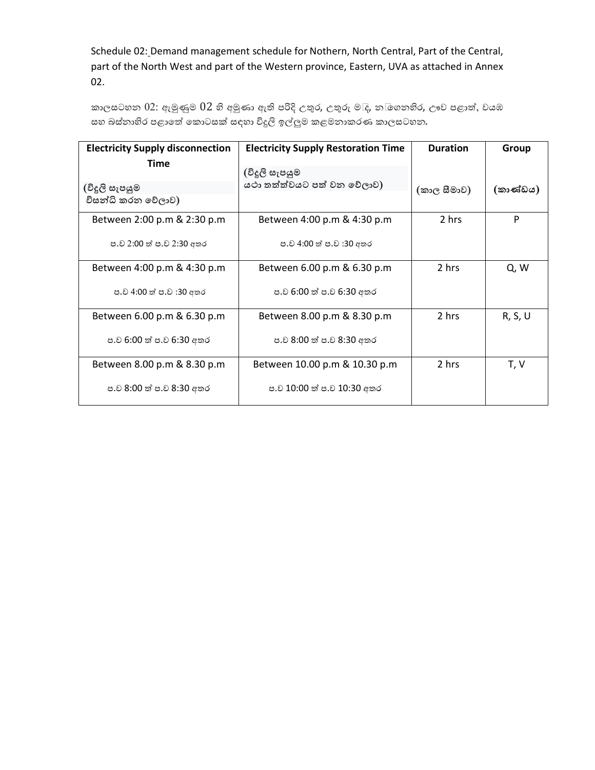Schedule 02: Demand management schedule for Nothern, North Central, Part of the Central, part of the North West and part of the Western province, Eastern, UVA as attached in Annex 02.

කාලසටහන 02: ඇමුණුම 02 හි අමුණා ඇති පරිදි උතුර, උතුරු මැද, නැගෙනහිර, ඌව පළාත්, වයඹ සහ බස්නාහිර පළාතේ කොටසක් සඳහා විදුලි ඉල්ලුම කළමනාකරණ කාලසටහන.

| Electricity Supply disconnection Time (විදුලි සැපයුම විසන්ධි කරන වේලාව) | Electricity Supply Restoration Time (විදුලි සැපයුම යථා තත්ත්වයට පත් වන වේලාව) | Duration (කාල සීමාව) | Group (කාණ්ඩය) |
|---|---|---|---|
| Between 2:00 p.m & 2:30 p.m<br>ප.ව 2:00 ත් ප.ව 2:30 අතර | Between 4:00 p.m & 4:30 p.m<br>ප.ව 4:00 ත් ප.ව :30 අතර | 2 hrs | P |
| Between 4:00 p.m & 4:30 p.m<br>ප.ව 4:00 ත් ප.ව :30 අතර | Between 6.00 p.m & 6.30 p.m<br>ප.ව 6:00 ත් ප.ව 6:30 අතර | 2 hrs | Q, W |
| Between 6.00 p.m & 6.30 p.m<br>ප.ව 6:00 ත් ප.ව 6:30 අතර | Between 8.00 p.m & 8.30 p.m<br>ප.ව 8:00 ත් ප.ව 8:30 අතර | 2 hrs | R, S, U |
| Between 8.00 p.m & 8.30 p.m<br>ප.ව 8:00 ත් ප.ව 8:30 අතර | Between 10.00 p.m & 10.30 p.m<br>ප.ව 10:00 ත් ප.ව 10:30 අතර | 2 hrs | T, V |